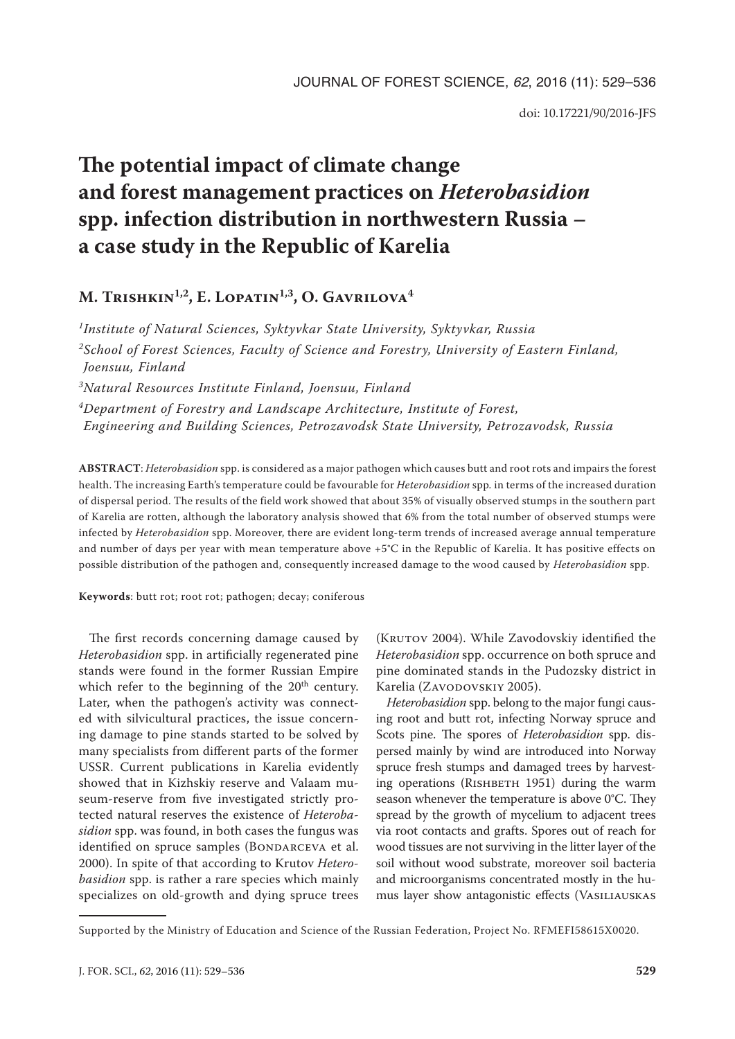# The potential impact of climate change and forest management practices on *Heterobasidion* spp. infection distribution in northwestern Russia – a case study in the Republic of Karelia

**M. Trishkin[1,2], E. Lopatin[1,3], O. Gavrilova[4]**

[1]*Institute of Natural Sciences, Syktyvkar State University, Syktyvkar, Russia*

[2]*School of Forest Sciences, Faculty of Science and Forestry, University of Eastern Finland, Joensuu, Finland*

[3]*Natural Resources Institute Finland, Joensuu, Finland*

[4]*Department of Forestry and Landscape Architecture, Institute of Forest, Engineering and Building Sciences, Petrozavodsk State University, Petrozavodsk, Russia*

**ABSTRACT**: *Heterobasidion* spp. is considered as a major pathogen which causes butt and root rots and impairs the forest health. The increasing Earth's temperature could be favourable for *Heterobasidion* spp*.* in terms of the increased duration of dispersal period. The results of the field work showed that about 35% of visually observed stumps in the southern part of Karelia are rotten, although the laboratory analysis showed that 6% from the total number of observed stumps were infected by *Heterobasidion* spp. Moreover, there are evident long-term trends of increased average annual temperature and number of days per year with mean temperature above +5°C in the Republic of Karelia. It has positive effects on possible distribution of the pathogen and, consequently increased damage to the wood caused by *Heterobasidion* spp.

**Keywords**: butt rot; root rot; pathogen; decay; coniferous

The first records concerning damage caused by *Heterobasidion* spp. in artificially regenerated pine stands were found in the former Russian Empire which refer to the beginning of the 20th century. Later, when the pathogen's activity was connected with silvicultural practices, the issue concerning damage to pine stands started to be solved by many specialists from different parts of the former USSR. Current publications in Karelia evidently showed that in Kizhskiy reserve and Valaam museum-reserve from five investigated strictly protected natural reserves the existence of *Heterobasidion* spp. was found, in both cases the fungus was identified on spruce samples (Bondarceva et al. 2000). In spite of that according to Krutov *Heterobasidion* spp. is rather a rare species which mainly specializes on old-growth and dying spruce trees (Krutov 2004). While Zavodovskiy identified the *Heterobasidion* spp. occurrence on both spruce and pine dominated stands in the Pudozsky district in Karelia (Zavodovskiy 2005).

*Heterobasidion* spp. belong to the major fungi causing root and butt rot, infecting Norway spruce and Scots pine. The spores of *Heterobasidion* spp. dispersed mainly by wind are introduced into Norway spruce fresh stumps and damaged trees by harvesting operations (Rishbeth 1951) during the warm season whenever the temperature is above 0°C. They spread by the growth of mycelium to adjacent trees via root contacts and grafts. Spores out of reach for wood tissues are not surviving in the litter layer of the soil without wood substrate, moreover soil bacteria and microorganisms concentrated mostly in the humus layer show antagonistic effects (Vasiliauskas

Supported by the Ministry of Education and Science of the Russian Federation, Project No. RFMEFI58615X0020.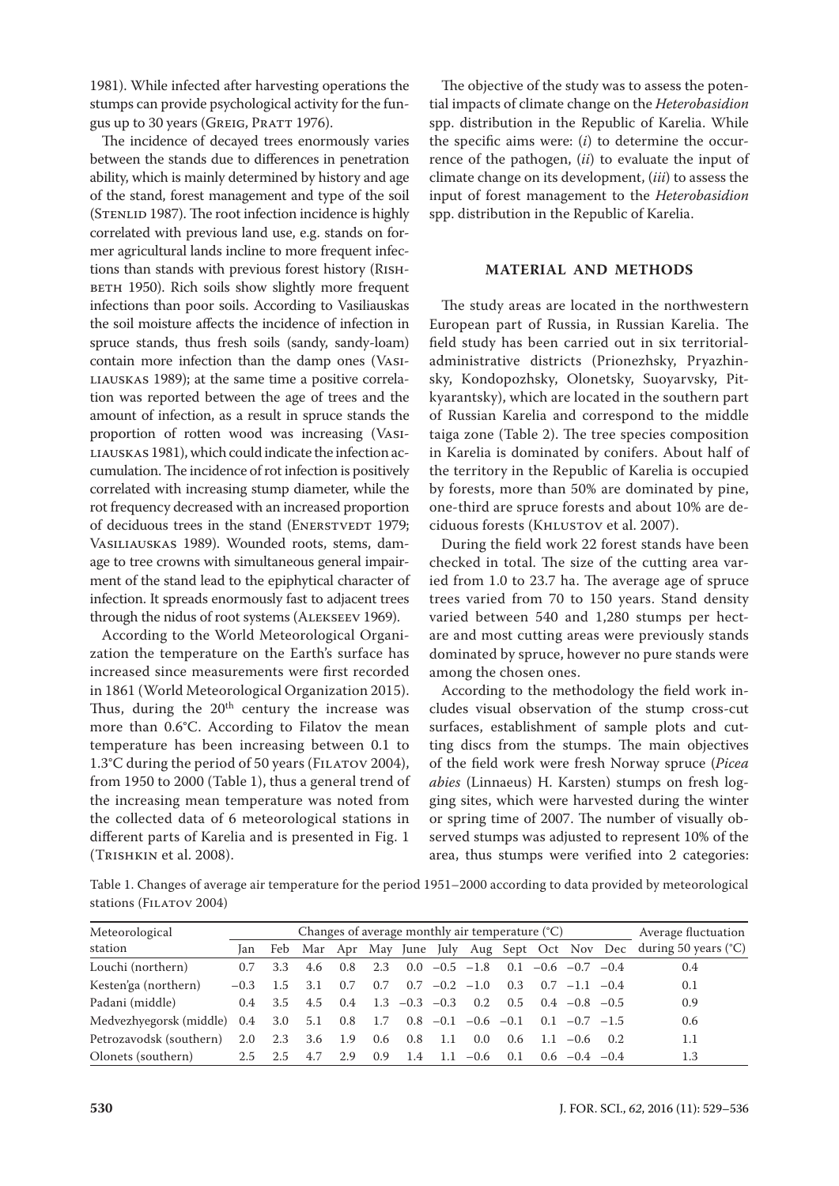1981). While infected after harvesting operations the stumps can provide psychological activity for the fungus up to 30 years (Greig, Pratt 1976).

The incidence of decayed trees enormously varies between the stands due to differences in penetration ability, which is mainly determined by history and age of the stand, forest management and type of the soil (Stenlid 1987). The root infection incidence is highly correlated with previous land use, e.g. stands on former agricultural lands incline to more frequent infections than stands with previous forest history (Rishbeth 1950). Rich soils show slightly more frequent infections than poor soils. According to Vasiliauskas the soil moisture affects the incidence of infection in spruce stands, thus fresh soils (sandy, sandy-loam) contain more infection than the damp ones (Vasiliauskas 1989); at the same time a positive correlation was reported between the age of trees and the amount of infection, as a result in spruce stands the proportion of rotten wood was increasing (Vasiliauskas 1981), which could indicate the infection accumulation. The incidence of rot infection is positively correlated with increasing stump diameter, while the rot frequency decreased with an increased proportion of deciduous trees in the stand (Enerstvedt 1979; Vasiliauskas 1989). Wounded roots, stems, damage to tree crowns with simultaneous general impairment of the stand lead to the epiphytical character of infection. It spreads enormously fast to adjacent trees through the nidus of root systems (Alekseev 1969).

According to the World Meteorological Organization the temperature on the Earth's surface has increased since measurements were first recorded in 1861 (World Meteorological Organization 2015). Thus, during the 20th century the increase was more than 0.6°C. According to Filatov the mean temperature has been increasing between 0.1 to 1.3°C during the period of 50 years (Filatov 2004), from 1950 to 2000 (Table 1), thus a general trend of the increasing mean temperature was noted from the collected data of 6 meteorological stations in different parts of Karelia and is presented in Fig. 1 (Trishkin et al. 2008).

The objective of the study was to assess the potential impacts of climate change on the *Heterobasidion* spp. distribution in the Republic of Karelia. While the specific aims were: (*i*) to determine the occurrence of the pathogen, (*ii*) to evaluate the input of climate change on its development, (*iii*) to assess the input of forest management to the *Heterobasidion* spp. distribution in the Republic of Karelia.

## MATERIAL AND METHODS

The study areas are located in the northwestern European part of Russia, in Russian Karelia. The field study has been carried out in six territorial-administrative districts (Prionezhsky, Pryazhinsky, Kondopozhsky, Olonetsky, Suoyarvsky, Pitkyarantsky), which are located in the southern part of Russian Karelia and correspond to the middle taiga zone (Table 2). The tree species composition in Karelia is dominated by conifers. About half of the territory in the Republic of Karelia is occupied by forests, more than 50% are dominated by pine, one-third are spruce forests and about 10% are deciduous forests (Khlustov et al. 2007).

During the field work 22 forest stands have been checked in total. The size of the cutting area varied from 1.0 to 23.7 ha. The average age of spruce trees varied from 70 to 150 years. Stand density varied between 540 and 1,280 stumps per hectare and most cutting areas were previously stands dominated by spruce, however no pure stands were among the chosen ones.

According to the methodology the field work includes visual observation of the stump cross-cut surfaces, establishment of sample plots and cutting discs from the stumps. The main objectives of the field work were fresh Norway spruce (*Picea abies* (Linnaeus) H. Karsten) stumps on fresh logging sites, which were harvested during the winter or spring time of 2007. The number of visually observed stumps was adjusted to represent 10% of the area, thus stumps were verified into 2 categories:

Table 1. Changes of average air temperature for the period 1951–2000 according to data provided by meteorological stations (Filatov 2004)

| Meteorological station | Changes of average monthly air temperature (°C) | | | | | | | | | | | | Average fluctuation during 50 years (°C) |
|---|---|---|---|---|---|---|---|---|---|---|---|---|---|
| | Jan | Feb | Mar | Apr | May | June | July | Aug | Sept | Oct | Nov | Dec | |
| Louchi (northern) | 0.7 | 3.3 | 4.6 | 0.8 | 2.3 | 0.0 | −0.5 | −1.8 | 0.1 | −0.6 | −0.7 | −0.4 | 0.4 |
| Kesten'ga (northern) | −0.3 | 1.5 | 3.1 | 0.7 | 0.7 | 0.7 | −0.2 | −1.0 | 0.3 | 0.7 | −1.1 | −0.4 | 0.1 |
| Padani (middle) | 0.4 | 3.5 | 4.5 | 0.4 | 1.3 | −0.3 | −0.3 | 0.2 | 0.5 | 0.4 | −0.8 | −0.5 | 0.9 |
| Medvezhyegorsk (middle) | 0.4 | 3.0 | 5.1 | 0.8 | 1.7 | 0.8 | −0.1 | −0.6 | −0.1 | 0.1 | −0.7 | −1.5 | 0.6 |
| Petrozavodsk (southern) | 2.0 | 2.3 | 3.6 | 1.9 | 0.6 | 0.8 | 1.1 | 0.0 | 0.6 | 1.1 | −0.6 | 0.2 | 1.1 |
| Olonets (southern) | 2.5 | 2.5 | 4.7 | 2.9 | 0.9 | 1.4 | 1.1 | −0.6 | 0.1 | 0.6 | −0.4 | −0.4 | 1.3 |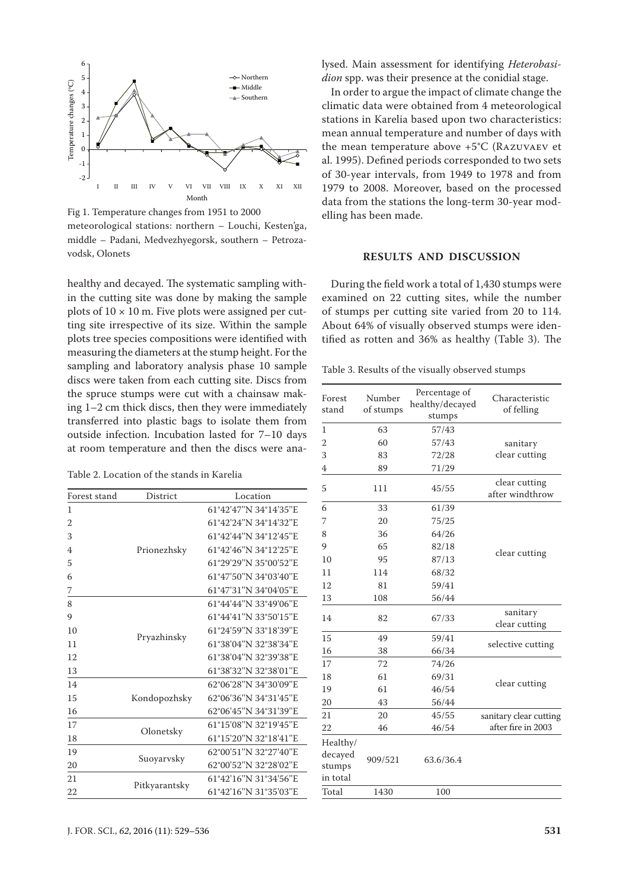Fig 1. Temperature changes from 1951 to 2000
meteorological stations: northern – Louchi, Kesten'ga, middle – Padani, Medvezhyegorsk, southern – Petrozavodsk, Olonets

healthy and decayed. The systematic sampling within the cutting site was done by making the sample plots of 10 × 10 m. Five plots were assigned per cutting site irrespective of its size. Within the sample plots tree species compositions were identified with measuring the diameters at the stump height. For the sampling and laboratory analysis phase 10 sample discs were taken from each cutting site. Discs from the spruce stumps were cut with a chainsaw making 1–2 cm thick discs, then they were immediately transferred into plastic bags to isolate them from outside infection. Incubation lasted for 7–10 days at room temperature and then the discs were analysed. Main assessment for identifying *Heterobasidion* spp. was their presence at the conidial stage.

Table 2. Location of the stands in Karelia

| Forest stand | District | Location |
|---|---|---|
| 1 | Prionezhsky | 61°42'47"N 34°14'35"E |
| 2 | | 61°42'24"N 34°14'32"E |
| 3 | | 61°42'44"N 34°12'45"E |
| 4 | | 61°42'46"N 34°12'25"E |
| 5 | | 61°29'29"N 35°00'52"E |
| 6 | | 61°47'50"N 34°03'40"E |
| 7 | | 61°47'31"N 34°04'05"E |
| 8 | Pryazhinsky | 61°44'44"N 33°49'06"E |
| 9 | | 61°44'41"N 33°50'15"E |
| 10 | | 61°24'59"N 33°18'39"E |
| 11 | | 61°38'04"N 32°38'34"E |
| 12 | | 61°38'04"N 32°39'38"E |
| 13 | | 61°38'32"N 32°38'01"E |
| 14 | Kondopozhsky | 62°06'28"N 34°30'09"E |
| 15 | | 62°06'36"N 34°31'45"E |
| 16 | | 62°06'45"N 34°31'39"E |
| 17 | Olonetsky | 61°15'08"N 32°19'45"E |
| 18 | | 61°15'20"N 32°18'41"E |
| 19 | Suoyarvsky | 62°00'51"N 32°27'40"E |
| 20 | | 62°00'52"N 32°28'02"E |
| 21 | Pitkyarantsky | 61°42'16"N 31°34'56"E |
| 22 | | 61°42'16"N 31°35'03"E |

In order to argue the impact of climate change the climatic data were obtained from 4 meteorological stations in Karelia based upon two characteristics: mean annual temperature and number of days with the mean temperature above +5°C (Razuvaev et al. 1995). Defined periods corresponded to two sets of 30-year intervals, from 1949 to 1978 and from 1979 to 2008. Moreover, based on the processed data from the stations the long-term 30-year modelling has been made.

## RESULTS AND DISCUSSION

During the field work a total of 1,430 stumps were examined on 22 cutting sites, while the number of stumps per cutting site varied from 20 to 114. About 64% of visually observed stumps were identified as rotten and 36% as healthy (Table 3). The

Table 3. Results of the visually observed stumps

| Forest stand | Number of stumps | Percentage of healthy/decayed stumps | Characteristic of felling |
|---|---|---|---|
| 1 | 63 | 57/43 | sanitary clear cutting |
| 2 | 60 | 57/43 | |
| 3 | 83 | 72/28 | |
| 4 | 89 | 71/29 | |
| 5 | 111 | 45/55 | clear cutting after windthrow |
| 6 | 33 | 61/39 | clear cutting |
| 7 | 20 | 75/25 | |
| 8 | 36 | 64/26 | |
| 9 | 65 | 82/18 | |
| 10 | 95 | 87/13 | |
| 11 | 114 | 68/32 | |
| 12 | 81 | 59/41 | |
| 13 | 108 | 56/44 | |
| 14 | 82 | 67/33 | sanitary clear cutting |
| 15 | 49 | 59/41 | selective cutting |
| 16 | 38 | 66/34 | |
| 17 | 72 | 74/26 | clear cutting |
| 18 | 61 | 69/31 | |
| 19 | 61 | 46/54 | |
| 20 | 43 | 56/44 | |
| 21 | 20 | 45/55 | sanitary clear cutting after fire in 2003 |
| 22 | 46 | 46/54 | |
| Healthy/decayed stumps in total | 909/521 | 63.6/36.4 | |
| Total | 1430 | 100 | |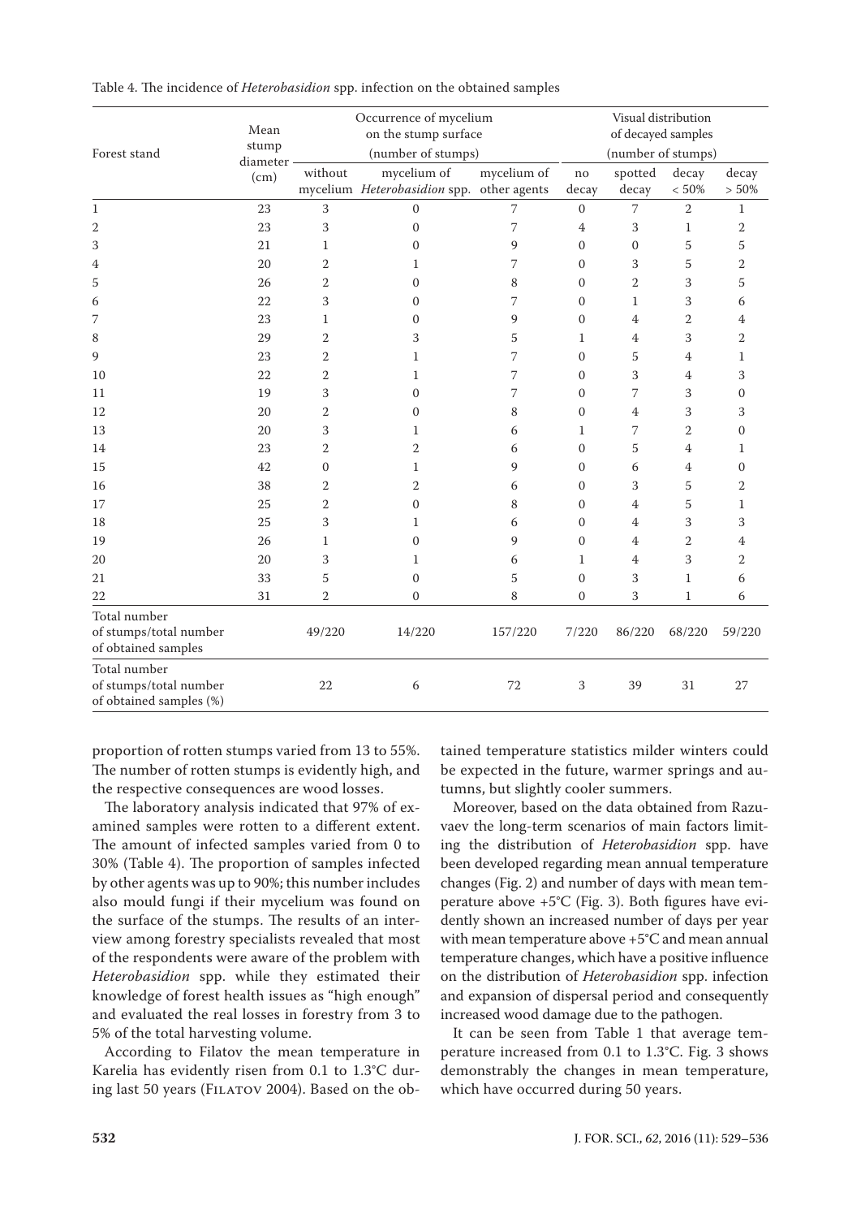Table 4. The incidence of *Heterobasidion* spp. infection on the obtained samples

| Forest stand | Mean stump diameter (cm) | Occurrence of mycelium on the stump surface (number of stumps) | | | Visual distribution of decayed samples (number of stumps) | | | |
|---|---|---|---|---|---|---|---|---|
| | | without mycelium | mycelium of *Heterobasidion* spp. | mycelium of other agents | no decay | spotted decay | decay < 50% | decay > 50% |
| 1 | 23 | 3 | 0 | 7 | 0 | 7 | 2 | 1 |
| 2 | 23 | 3 | 0 | 7 | 4 | 3 | 1 | 2 |
| 3 | 21 | 1 | 0 | 9 | 0 | 0 | 5 | 5 |
| 4 | 20 | 2 | 1 | 7 | 0 | 3 | 5 | 2 |
| 5 | 26 | 2 | 0 | 8 | 0 | 2 | 3 | 5 |
| 6 | 22 | 3 | 0 | 7 | 0 | 1 | 3 | 6 |
| 7 | 23 | 1 | 0 | 9 | 0 | 4 | 2 | 4 |
| 8 | 29 | 2 | 3 | 5 | 1 | 4 | 3 | 2 |
| 9 | 23 | 2 | 1 | 7 | 0 | 5 | 4 | 1 |
| 10 | 22 | 2 | 1 | 7 | 0 | 3 | 4 | 3 |
| 11 | 19 | 3 | 0 | 7 | 0 | 7 | 3 | 0 |
| 12 | 20 | 2 | 0 | 8 | 0 | 4 | 3 | 3 |
| 13 | 20 | 3 | 1 | 6 | 1 | 7 | 2 | 0 |
| 14 | 23 | 2 | 2 | 6 | 0 | 5 | 4 | 1 |
| 15 | 42 | 0 | 1 | 9 | 0 | 6 | 4 | 0 |
| 16 | 38 | 2 | 2 | 6 | 0 | 3 | 5 | 2 |
| 17 | 25 | 2 | 0 | 8 | 0 | 4 | 5 | 1 |
| 18 | 25 | 3 | 1 | 6 | 0 | 4 | 3 | 3 |
| 19 | 26 | 1 | 0 | 9 | 0 | 4 | 2 | 4 |
| 20 | 20 | 3 | 1 | 6 | 1 | 4 | 3 | 2 |
| 21 | 33 | 5 | 0 | 5 | 0 | 3 | 1 | 6 |
| 22 | 31 | 2 | 0 | 8 | 0 | 3 | 1 | 6 |
| Total number of stumps/total number of obtained samples | | 49/220 | 14/220 | 157/220 | 7/220 | 86/220 | 68/220 | 59/220 |
| Total number of stumps/total number of obtained samples (%) | | 22 | 6 | 72 | 3 | 39 | 31 | 27 |

proportion of rotten stumps varied from 13 to 55%. The number of rotten stumps is evidently high, and the respective consequences are wood losses.

The laboratory analysis indicated that 97% of examined samples were rotten to a different extent. The amount of infected samples varied from 0 to 30% (Table 4). The proportion of samples infected by other agents was up to 90%; this number includes also mould fungi if their mycelium was found on the surface of the stumps. The results of an interview among forestry specialists revealed that most of the respondents were aware of the problem with *Heterobasidion* spp. while they estimated their knowledge of forest health issues as "high enough" and evaluated the real losses in forestry from 3 to 5% of the total harvesting volume.

According to Filatov the mean temperature in Karelia has evidently risen from 0.1 to 1.3°C during last 50 years (Filatov 2004). Based on the obtained temperature statistics milder winters could be expected in the future, warmer springs and autumns, but slightly cooler summers.

Moreover, based on the data obtained from Razuvaev the long-term scenarios of main factors limiting the distribution of *Heterobasidion* spp. have been developed regarding mean annual temperature changes (Fig. 2) and number of days with mean temperature above +5°C (Fig. 3). Both figures have evidently shown an increased number of days per year with mean temperature above +5°C and mean annual temperature changes, which have a positive influence on the distribution of *Heterobasidion* spp. infection and expansion of dispersal period and consequently increased wood damage due to the pathogen.

It can be seen from Table 1 that average temperature increased from 0.1 to 1.3°C. Fig. 3 shows demonstrably the changes in mean temperature, which have occurred during 50 years.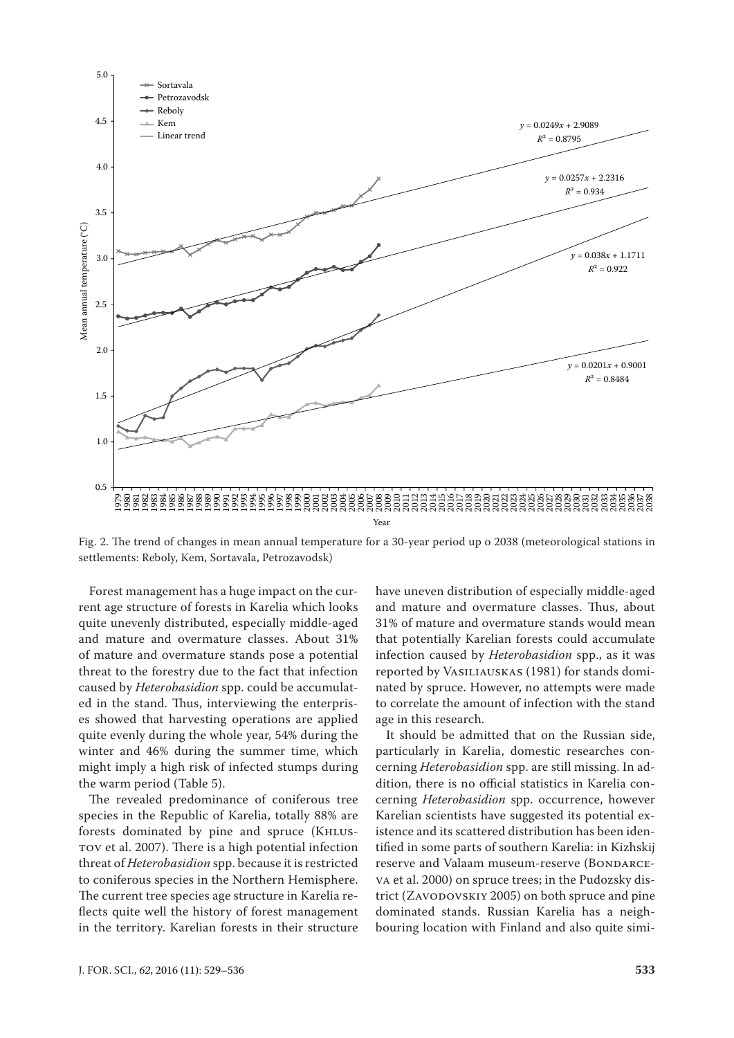Fig. 2. The trend of changes in mean annual temperature for a 30-year period up o 2038 (meteorological stations in settlements: Reboly, Kem, Sortavala, Petrozavodsk)

Forest management has a huge impact on the current age structure of forests in Karelia which looks quite unevenly distributed, especially middle-aged and mature and overmature classes. About 31% of mature and overmature stands pose a potential threat to the forestry due to the fact that infection caused by *Heterobasidion* spp. could be accumulated in the stand. Thus, interviewing the enterprises showed that harvesting operations are applied quite evenly during the whole year, 54% during the winter and 46% during the summer time, which might imply a high risk of infected stumps during the warm period (Table 5).

The revealed predominance of coniferous tree species in the Republic of Karelia, totally 88% are forests dominated by pine and spruce (Khlustov et al. 2007). There is a high potential infection threat of *Heterobasidion* spp. because it is restricted to coniferous species in the Northern Hemisphere. The current tree species age structure in Karelia reflects quite well the history of forest management in the territory. Karelian forests in their structure have uneven distribution of especially middle-aged and mature and overmature classes. Thus, about 31% of mature and overmature stands would mean that potentially Karelian forests could accumulate infection caused by *Heterobasidion* spp., as it was reported by Vasiliauskas (1981) for stands dominated by spruce. However, no attempts were made to correlate the amount of infection with the stand age in this research.

It should be admitted that on the Russian side, particularly in Karelia, domestic researches concerning *Heterobasidion* spp. are still missing. In addition, there is no official statistics in Karelia concerning *Heterobasidion* spp. occurrence, however Karelian scientists have suggested its potential existence and its scattered distribution has been identified in some parts of southern Karelia: in Kizhskij reserve and Valaam museum-reserve (Bondarceva et al. 2000) on spruce trees; in the Pudozsky district (Zavodovskiy 2005) on both spruce and pine dominated stands. Russian Karelia has a neighbouring location with Finland and also quite simi-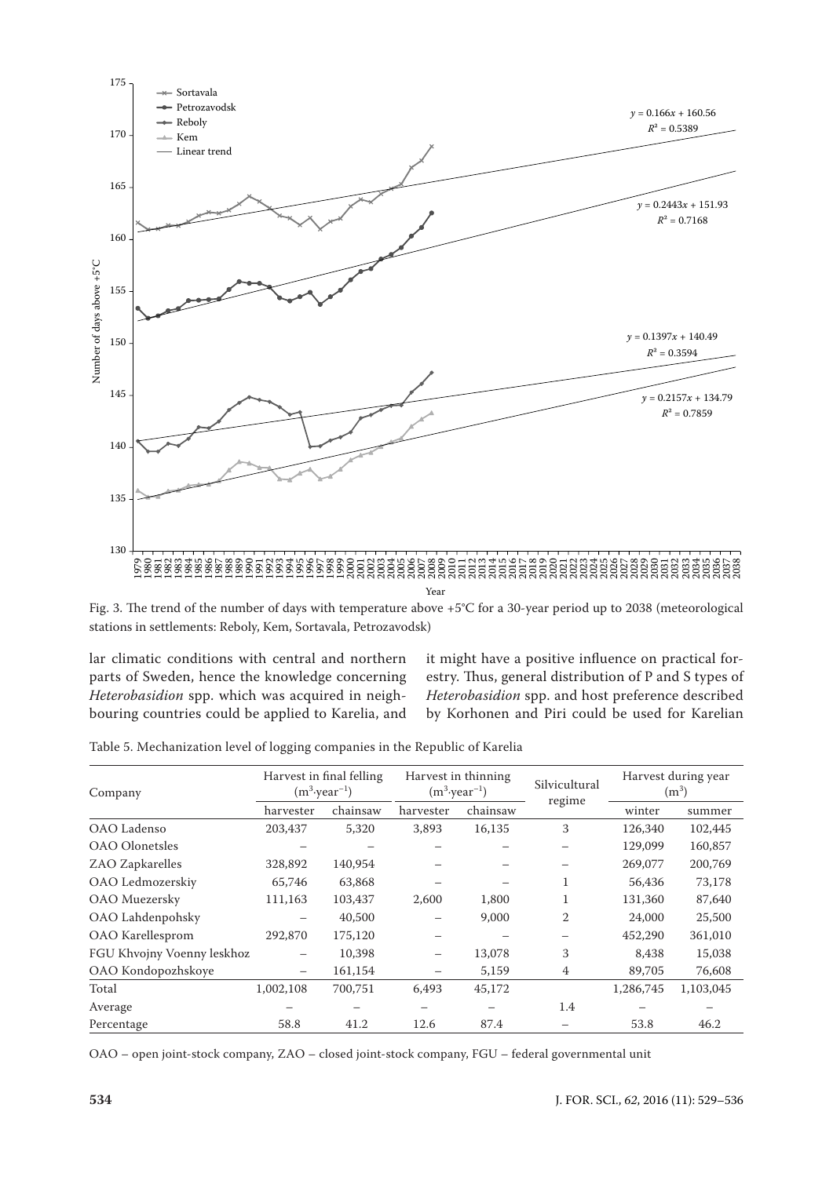Fig. 3. The trend of the number of days with temperature above +5°C for a 30-year period up to 2038 (meteorological stations in settlements: Reboly, Kem, Sortavala, Petrozavodsk)

lar climatic conditions with central and northern parts of Sweden, hence the knowledge concerning *Heterobasidion* spp. which was acquired in neighbouring countries could be applied to Karelia, and it might have a positive influence on practical forestry. Thus, general distribution of P and S types of *Heterobasidion* spp. and host preference described by Korhonen and Piri could be used for Karelian

Table 5. Mechanization level of logging companies in the Republic of Karelia

| Company | Harvest in final felling ($m^3 \cdot year^{-1}$) | | Harvest in thinning ($m^3 \cdot year^{-1}$) | | Silvicultural regime | Harvest during year ($m^3$) | |
|---|---|---|---|---|---|---|---|
| | harvester | chainsaw | harvester | chainsaw | | winter | summer |
| OAO Ladenso | 203,437 | 5,320 | 3,893 | 16,135 | 3 | 126,340 | 102,445 |
| OAO Olonetsles | – | – | – | – | – | 129,099 | 160,857 |
| ZAO Zapkarelles | 328,892 | 140,954 | – | – | – | 269,077 | 200,769 |
| OAO Ledmozerskiy | 65,746 | 63,868 | – | – | 1 | 56,436 | 73,178 |
| OAO Muezersky | 111,163 | 103,437 | 2,600 | 1,800 | 1 | 131,360 | 87,640 |
| OAO Lahdenpohsky | – | 40,500 | – | 9,000 | 2 | 24,000 | 25,500 |
| OAO Karellesprom | 292,870 | 175,120 | – | – | – | 452,290 | 361,010 |
| FGU Khvojny Voenny leskhoz | – | 10,398 | – | 13,078 | 3 | 8,438 | 15,038 |
| OAO Kondopozhskoye | – | 161,154 | – | 5,159 | 4 | 89,705 | 76,608 |
| Total | 1,002,108 | 700,751 | 6,493 | 45,172 | | 1,286,745 | 1,103,045 |
| Average | – | – | – | – | 1.4 | – | – |
| Percentage | 58.8 | 41.2 | 12.6 | 87.4 | – | 53.8 | 46.2 |

OAO – open joint-stock company, ZAO – closed joint-stock company, FGU – federal governmental unit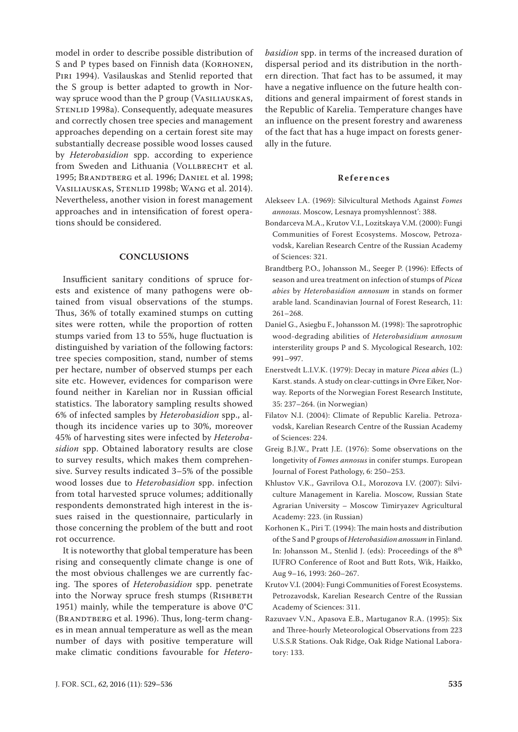model in order to describe possible distribution of S and P types based on Finnish data (Korhonen, Piri 1994). Vasilauskas and Stenlid reported that the S group is better adapted to growth in Norway spruce wood than the P group (Vasiliauskas, Stenlid 1998a). Consequently, adequate measures and correctly chosen tree species and management approaches depending on a certain forest site may substantially decrease possible wood losses caused by *Heterobasidion* spp. according to experience from Sweden and Lithuania (Vollbrecht et al. 1995; Brandtberg et al. 1996; Daniel et al. 1998; Vasiliauskas, Stenlid 1998b; Wang et al. 2014). Nevertheless, another vision in forest management approaches and in intensification of forest operations should be considered.

## CONCLUSIONS

Insufficient sanitary conditions of spruce forests and existence of many pathogens were obtained from visual observations of the stumps. Thus, 36% of totally examined stumps on cutting sites were rotten, while the proportion of rotten stumps varied from 13 to 55%, huge fluctuation is distinguished by variation of the following factors: tree species composition, stand, number of stems per hectare, number of observed stumps per each site etc. However, evidences for comparison were found neither in Karelian nor in Russian official statistics. The laboratory sampling results showed 6% of infected samples by *Heterobasidion* spp., although its incidence varies up to 30%, moreover 45% of harvesting sites were infected by *Heterobasidion* spp. Obtained laboratory results are close to survey results, which makes them comprehensive. Survey results indicated 3–5% of the possible wood losses due to *Heterobasidion* spp. infection from total harvested spruce volumes; additionally respondents demonstrated high interest in the issues raised in the questionnaire, particularly in those concerning the problem of the butt and root rot occurrence.

It is noteworthy that global temperature has been rising and consequently climate change is one of the most obvious challenges we are currently facing. The spores of *Heterobasidion* spp. penetrate into the Norway spruce fresh stumps (Rishbeth 1951) mainly, while the temperature is above 0°C (Brandtberg et al. 1996). Thus, long-term changes in mean annual temperature as well as the mean number of days with positive temperature will make climatic conditions favourable for *Heterobasidion* spp. in terms of the increased duration of dispersal period and its distribution in the northern direction. That fact has to be assumed, it may have a negative influence on the future health conditions and general impairment of forest stands in the Republic of Karelia. Temperature changes have an influence on the present forestry and awareness of the fact that has a huge impact on forests generally in the future.

## References

Alekseev I.A. (1969): Silvicultural Methods Against *Fomes annosus*. Moscow, Lesnaya promyshlennost': 388.

Bondarceva M.A., Krutov V.I., Lozitskaya V.M. (2000): Fungi Communities of Forest Ecosystems. Moscow, Petrozavodsk, Karelian Research Centre of the Russian Academy of Sciences: 321.

Brandtberg P.O., Johansson M., Seeger P. (1996): Effects of season and urea treatment on infection of stumps of *Picea abies* by *Heterobasidion annosum* in stands on former arable land. Scandinavian Journal of Forest Research, 11: 261–268.

Daniel G., Asiegbu F., Johansson M. (1998): The saprotrophic wood-degrading abilities of *Heterobasidium annosum* intersterility groups P and S. Mycological Research, 102: 991–997.

Enerstvedt L.I.V.K. (1979): Decay in mature *Picea abies* (L.) Karst. stands. A study on clear-cuttings in Øvre Eiker, Norway. Reports of the Norwegian Forest Research Institute, 35: 237–264. (in Norwegian)

Filatov N.I. (2004): Climate of Republic Karelia. Petrozavodsk, Karelian Research Centre of the Russian Academy of Sciences: 224.

Greig B.J.W., Pratt J.E. (1976): Some observations on the longetivity of *Fomes annosus* in conifer stumps. European Journal of Forest Pathology, 6: 250–253.

Khlustov V.K., Gavrilova O.I., Morozova I.V. (2007): Silviculture Management in Karelia. Moscow, Russian State Agrarian University – Moscow Timiryazev Agricultural Academy: 223. (in Russian)

Korhonen K., Piri T. (1994): The main hosts and distribution of the S and P groups of *Heterobasidion anossum* in Finland. In: Johansson M., Stenlid J. (eds): Proceedings of the 8[th] IUFRO Conference of Root and Butt Rots, Wik, Haikko, Aug 9–16, 1993: 260–267.

Krutov V.I. (2004): Fungi Communities of Forest Ecosystems. Petrozavodsk, Karelian Research Centre of the Russian Academy of Sciences: 311.

Razuvaev V.N., Apasova E.B., Martuganov R.A. (1995): Six and Three-hourly Meteorological Observations from 223 U.S.S.R Stations. Oak Ridge, Oak Ridge National Laboratory: 133.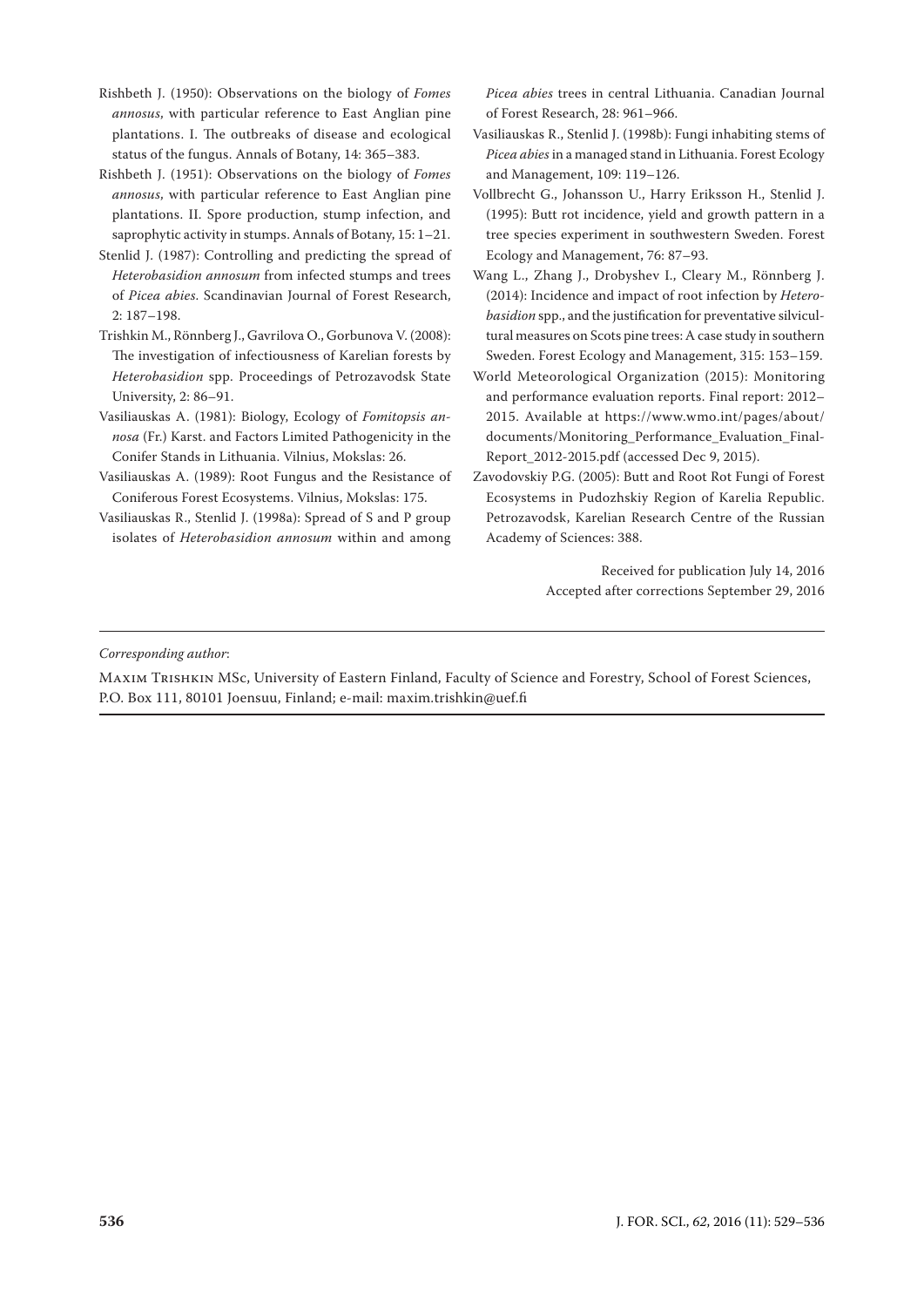Rishbeth J. (1950): Observations on the biology of *Fomes annosus*, with particular reference to East Anglian pine plantations. I. The outbreaks of disease and ecological status of the fungus. Annals of Botany, 14: 365–383.

Rishbeth J. (1951): Observations on the biology of *Fomes annosus*, with particular reference to East Anglian pine plantations. II. Spore production, stump infection, and saprophytic activity in stumps. Annals of Botany, 15: 1–21.

Stenlid J. (1987): Controlling and predicting the spread of *Heterobasidion annosum* from infected stumps and trees of *Picea abies*. Scandinavian Journal of Forest Research, 2: 187–198.

Trishkin M., Rönnberg J., Gavrilova O., Gorbunova V. (2008): The investigation of infectiousness of Karelian forests by *Heterobasidion* spp. Proceedings of Petrozavodsk State University, 2: 86–91.

Vasiliauskas A. (1981): Biology, Ecology of *Fomitopsis annosa* (Fr.) Karst. and Factors Limited Pathogenicity in the Conifer Stands in Lithuania. Vilnius, Mokslas: 26.

Vasiliauskas A. (1989): Root Fungus and the Resistance of Coniferous Forest Ecosystems. Vilnius, Mokslas: 175.

Vasiliauskas R., Stenlid J. (1998a): Spread of S and P group isolates of *Heterobasidion annosum* within and among *Picea abies* trees in central Lithuania. Canadian Journal of Forest Research, 28: 961–966.

Vasiliauskas R., Stenlid J. (1998b): Fungi inhabiting stems of *Picea abies* in a managed stand in Lithuania. Forest Ecology and Management, 109: 119–126.

Vollbrecht G., Johansson U., Harry Eriksson H., Stenlid J. (1995): Butt rot incidence, yield and growth pattern in a tree species experiment in southwestern Sweden. Forest Ecology and Management, 76: 87–93.

Wang L., Zhang J., Drobyshev I., Cleary M., Rönnberg J. (2014): Incidence and impact of root infection by *Heterobasidion* spp., and the justification for preventative silvicultural measures on Scots pine trees: A case study in southern Sweden. Forest Ecology and Management, 315: 153–159.

World Meteorological Organization (2015): Monitoring and performance evaluation reports. Final report: 2012–2015. Available at https://www.wmo.int/pages/about/documents/Monitoring_Performance_Evaluation_Final-Report_2012-2015.pdf (accessed Dec 9, 2015).

Zavodovskiy P.G. (2005): Butt and Root Rot Fungi of Forest Ecosystems in Pudozhskiy Region of Karelia Republic. Petrozavodsk, Karelian Research Centre of the Russian Academy of Sciences: 388.

Received for publication July 14, 2016
Accepted after corrections September 29, 2016

*Corresponding author*:

Maxim Trishkin MSc, University of Eastern Finland, Faculty of Science and Forestry, School of Forest Sciences, P.O. Box 111, 80101 Joensuu, Finland; e-mail: maxim.trishkin@uef.fi